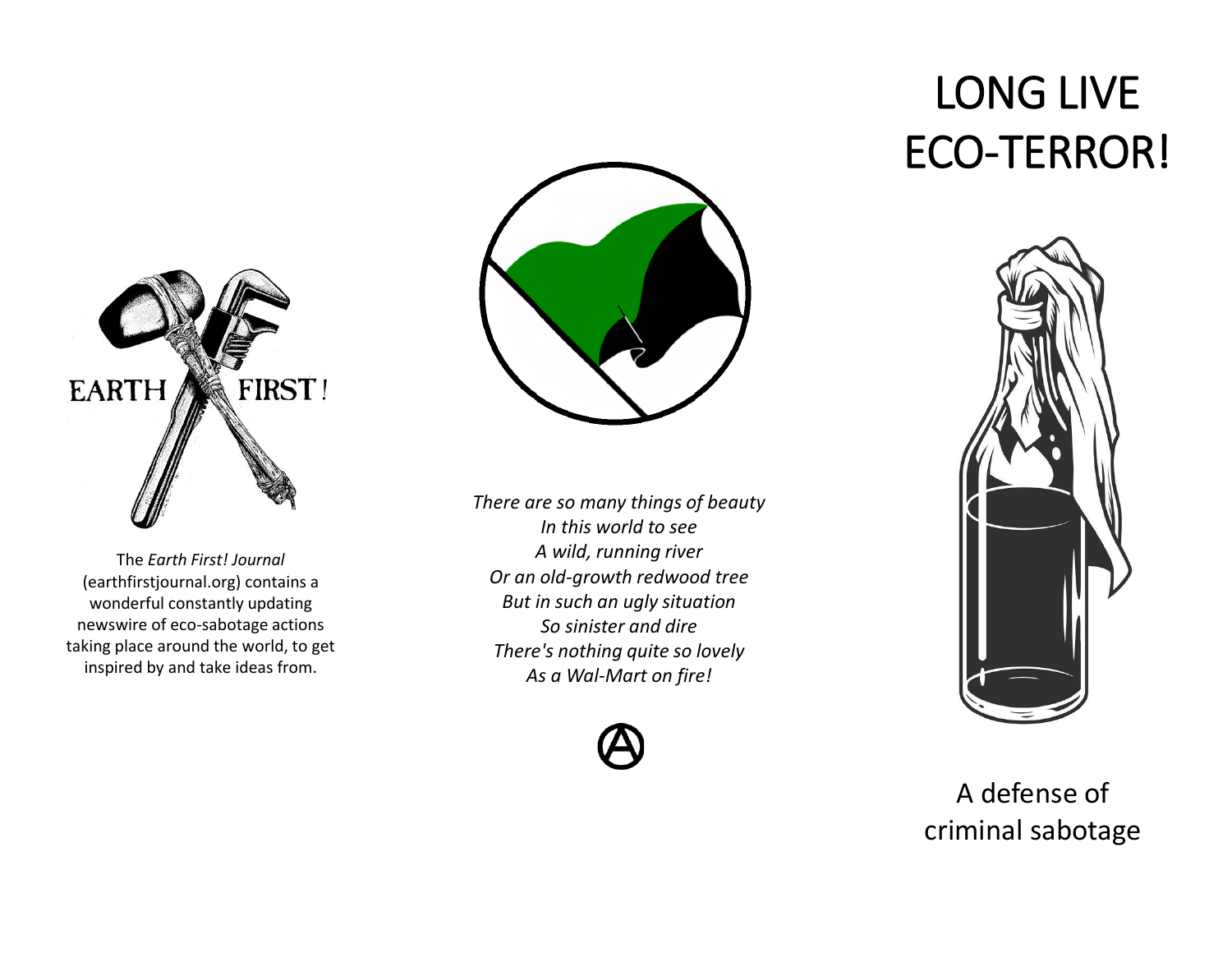EARTH FIRST!

The *Earth First! Journal* (earthfirstjournal.org) contains a wonderful constantly updating newswire of eco-sabotage actions taking place around the world, to get inspired by and take ideas from.

*There are so many things of beauty*
*In this world to see*
*A wild, running river*
*Or an old-growth redwood tree*
*But in such an ugly situation*
*So sinister and dire*
*There's nothing quite so lovely*
*As a Wal-Mart on fire!*

# LONG LIVE ECO-TERROR!

A defense of criminal sabotage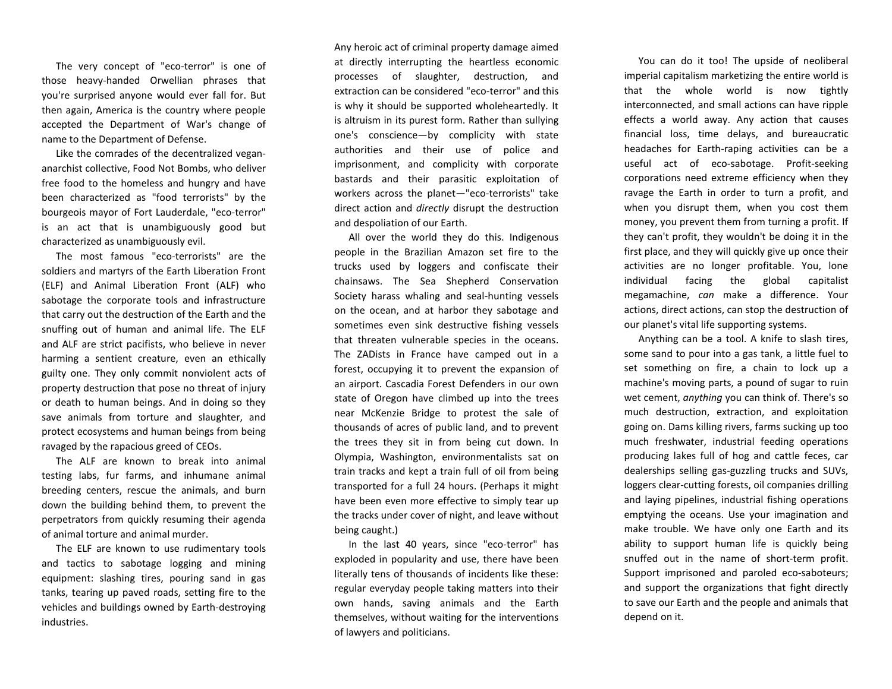The very concept of "eco-terror" is one of those heavy-handed Orwellian phrases that you're surprised anyone would ever fall for. But then again, America is the country where people accepted the Department of War's change of name to the Department of Defense.

Like the comrades of the decentralized vegan-anarchist collective, Food Not Bombs, who deliver free food to the homeless and hungry and have been characterized as "food terrorists" by the bourgeois mayor of Fort Lauderdale, "eco-terror" is an act that is unambiguously good but characterized as unambiguously evil.

The most famous "eco-terrorists" are the soldiers and martyrs of the Earth Liberation Front (ELF) and Animal Liberation Front (ALF) who sabotage the corporate tools and infrastructure that carry out the destruction of the Earth and the snuffing out of human and animal life. The ELF and ALF are strict pacifists, who believe in never harming a sentient creature, even an ethically guilty one. They only commit nonviolent acts of property destruction that pose no threat of injury or death to human beings. And in doing so they save animals from torture and slaughter, and protect ecosystems and human beings from being ravaged by the rapacious greed of CEOs.

The ALF are known to break into animal testing labs, fur farms, and inhumane animal breeding centers, rescue the animals, and burn down the building behind them, to prevent the perpetrators from quickly resuming their agenda of animal torture and animal murder.

The ELF are known to use rudimentary tools and tactics to sabotage logging and mining equipment: slashing tires, pouring sand in gas tanks, tearing up paved roads, setting fire to the vehicles and buildings owned by Earth-destroying industries. Any heroic act of criminal property damage aimed at directly interrupting the heartless economic processes of slaughter, destruction, and extraction can be considered "eco-terror" and this is why it should be supported wholeheartedly. It is altruism in its purest form. Rather than sullying one's conscience—by complicity with state authorities and their use of police and imprisonment, and complicity with corporate bastards and their parasitic exploitation of workers across the planet—"eco-terrorists" take direct action and *directly* disrupt the destruction and despoliation of our Earth.

All over the world they do this. Indigenous people in the Brazilian Amazon set fire to the trucks used by loggers and confiscate their chainsaws. The Sea Shepherd Conservation Society harass whaling and seal-hunting vessels on the ocean, and at harbor they sabotage and sometimes even sink destructive fishing vessels that threaten vulnerable species in the oceans. The ZADists in France have camped out in a forest, occupying it to prevent the expansion of an airport. Cascadia Forest Defenders in our own state of Oregon have climbed up into the trees near McKenzie Bridge to protest the sale of thousands of acres of public land, and to prevent the trees they sit in from being cut down. In Olympia, Washington, environmentalists sat on train tracks and kept a train full of oil from being transported for a full 24 hours. (Perhaps it might have been even more effective to simply tear up the tracks under cover of night, and leave without being caught.)

In the last 40 years, since "eco-terror" has exploded in popularity and use, there have been literally tens of thousands of incidents like these: regular everyday people taking matters into their own hands, saving animals and the Earth themselves, without waiting for the interventions of lawyers and politicians.

You can do it too! The upside of neoliberal imperial capitalism marketizing the entire world is that the whole world is now tightly interconnected, and small actions can have ripple effects a world away. Any action that causes financial loss, time delays, and bureaucratic headaches for Earth-raping activities can be a useful act of eco-sabotage. Profit-seeking corporations need extreme efficiency when they ravage the Earth in order to turn a profit, and when you disrupt them, when you cost them money, you prevent them from turning a profit. If they can't profit, they wouldn't be doing it in the first place, and they will quickly give up once their activities are no longer profitable. You, lone individual facing the global capitalist megamachine, *can* make a difference. Your actions, direct actions, can stop the destruction of our planet's vital life supporting systems.

Anything can be a tool. A knife to slash tires, some sand to pour into a gas tank, a little fuel to set something on fire, a chain to lock up a machine's moving parts, a pound of sugar to ruin wet cement, *anything* you can think of. There's so much destruction, extraction, and exploitation going on. Dams killing rivers, farms sucking up too much freshwater, industrial feeding operations producing lakes full of hog and cattle feces, car dealerships selling gas-guzzling trucks and SUVs, loggers clear-cutting forests, oil companies drilling and laying pipelines, industrial fishing operations emptying the oceans. Use your imagination and make trouble. We have only one Earth and its ability to support human life is quickly being snuffed out in the name of short-term profit. Support imprisoned and paroled eco-saboteurs; and support the organizations that fight directly to save our Earth and the people and animals that depend on it.